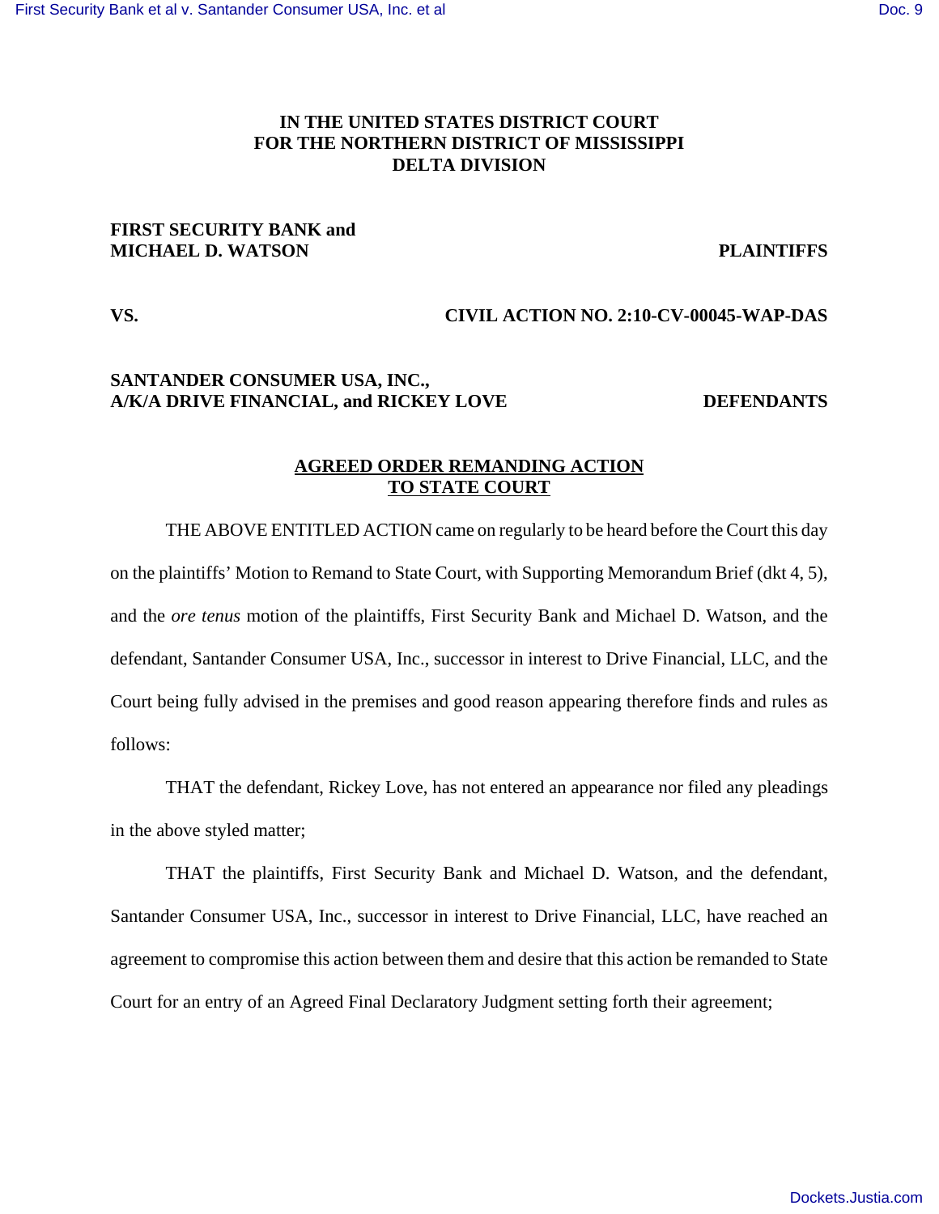**IN THE UNITED STATES DISTRICT COURT**
**FOR THE NORTHERN DISTRICT OF MISSISSIPPI**
**DELTA DIVISION**

**FIRST SECURITY BANK and**
**MICHAEL D. WATSON** **PLAINTIFFS**

**VS.** **CIVIL ACTION NO. 2:10-CV-00045-WAP-DAS**

**SANTANDER CONSUMER USA, INC.,**
**A/K/A DRIVE FINANCIAL, and RICKEY LOVE** **DEFENDANTS**

## AGREED ORDER REMANDING ACTION TO STATE COURT

THE ABOVE ENTITLED ACTION came on regularly to be heard before the Court this day on the plaintiffs' Motion to Remand to State Court, with Supporting Memorandum Brief (dkt 4, 5), and the *ore tenus* motion of the plaintiffs, First Security Bank and Michael D. Watson, and the defendant, Santander Consumer USA, Inc., successor in interest to Drive Financial, LLC, and the Court being fully advised in the premises and good reason appearing therefore finds and rules as follows:

THAT the defendant, Rickey Love, has not entered an appearance nor filed any pleadings in the above styled matter;

THAT the plaintiffs, First Security Bank and Michael D. Watson, and the defendant, Santander Consumer USA, Inc., successor in interest to Drive Financial, LLC, have reached an agreement to compromise this action between them and desire that this action be remanded to State Court for an entry of an Agreed Final Declaratory Judgment setting forth their agreement;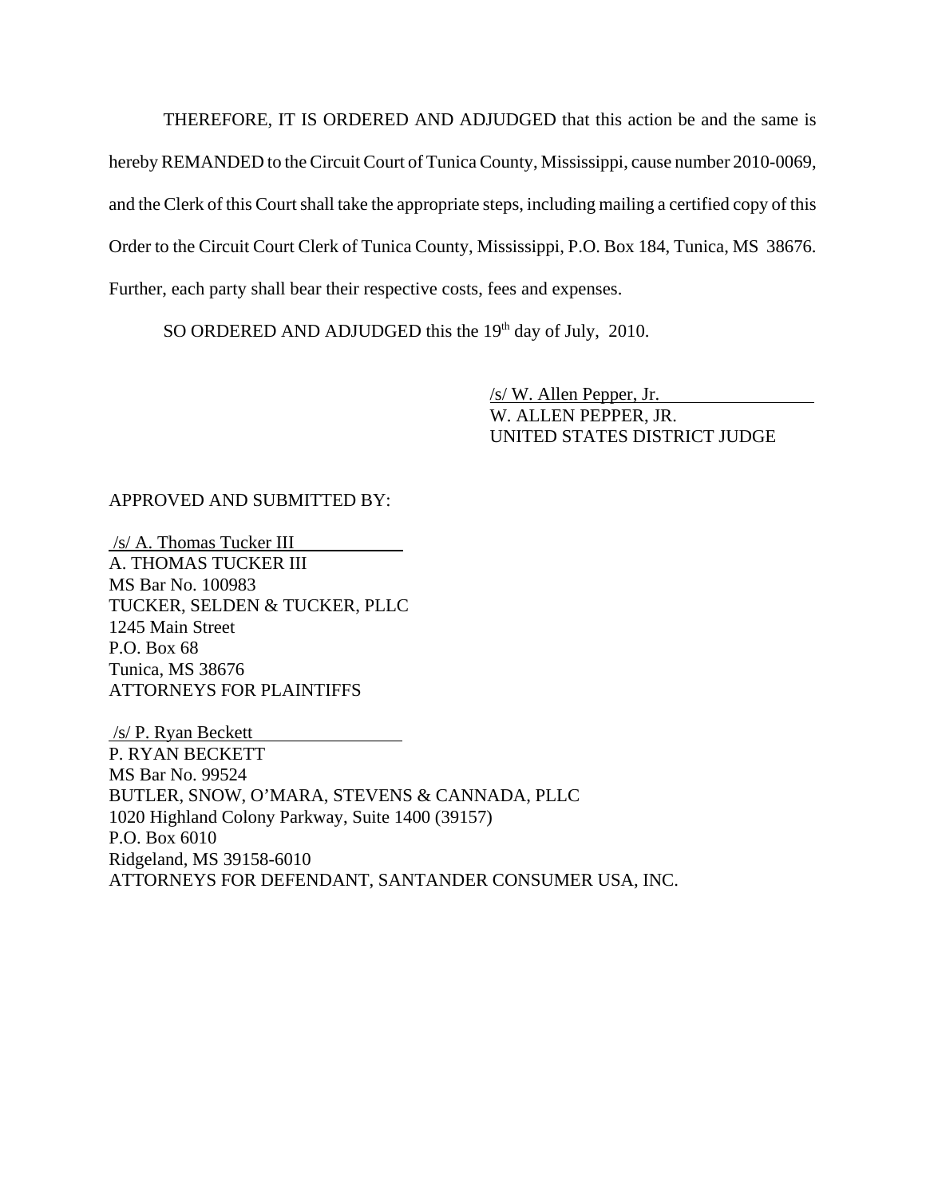THEREFORE, IT IS ORDERED AND ADJUDGED that this action be and the same is hereby REMANDED to the Circuit Court of Tunica County, Mississippi, cause number 2010-0069, and the Clerk of this Court shall take the appropriate steps, including mailing a certified copy of this Order to the Circuit Court Clerk of Tunica County, Mississippi, P.O. Box 184, Tunica, MS 38676. Further, each party shall bear their respective costs, fees and expenses.

SO ORDERED AND ADJUDGED this the 19th day of July, 2010.

/s/ W. Allen Pepper, Jr.
W. ALLEN PEPPER, JR.
UNITED STATES DISTRICT JUDGE

APPROVED AND SUBMITTED BY:

/s/ A. Thomas Tucker III
A. THOMAS TUCKER III
MS Bar No. 100983
TUCKER, SELDEN & TUCKER, PLLC
1245 Main Street
P.O. Box 68
Tunica, MS 38676
ATTORNEYS FOR PLAINTIFFS

/s/ P. Ryan Beckett
P. RYAN BECKETT
MS Bar No. 99524
BUTLER, SNOW, O'MARA, STEVENS & CANNADA, PLLC
1020 Highland Colony Parkway, Suite 1400 (39157)
P.O. Box 6010
Ridgeland, MS 39158-6010
ATTORNEYS FOR DEFENDANT, SANTANDER CONSUMER USA, INC.